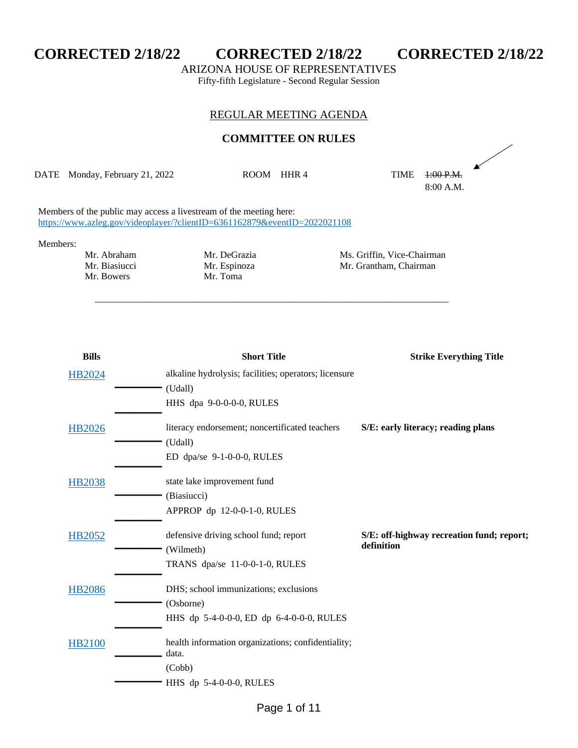# CORRECTED 2/18/22 CORRECTED 2/18/22 CORRECTED 2/18/22

ARIZONA HOUSE OF REPRESENTATIVES

Fifty-fifth Legislature - Second Regular Session

## REGULAR MEETING AGENDA

## COMMITTEE ON RULES

DATE Monday, February 21, 2022 ROOM HHR 4 TIME ~~1:00 P.M.~~ 8:00 A.M.

Members of the public may access a livestream of the meeting here:
https://www.azleg.gov/videoplayer/?clientID=6361162879&eventID=2022021108

Members:

Mr. Abraham
Mr. Biasiucci
Mr. Bowers
Mr. DeGrazia
Mr. Espinoza
Mr. Toma
Ms. Griffin, Vice-Chairman
Mr. Grantham, Chairman

---

| Bills | Short Title | Strike Everything Title |
|---|---|---|
| HB2024 | alkaline hydrolysis; facilities; operators; licensure (Udall) HHS dpa 9-0-0-0-0, RULES | |
| HB2026 | literacy endorsement; noncertificated teachers (Udall) ED dpa/se 9-1-0-0-0, RULES | **S/E: early literacy; reading plans** |
| HB2038 | state lake improvement fund (Biasiucci) APPROP dp 12-0-0-1-0, RULES | |
| HB2052 | defensive driving school fund; report (Wilmeth) TRANS dpa/se 11-0-0-1-0, RULES | **S/E: off-highway recreation fund; report; definition** |
| HB2086 | DHS; school immunizations; exclusions (Osborne) HHS dp 5-4-0-0-0, ED dp 6-4-0-0-0, RULES | |
| HB2100 | health information organizations; confidentiality; data. (Cobb) HHS dp 5-4-0-0-0, RULES | |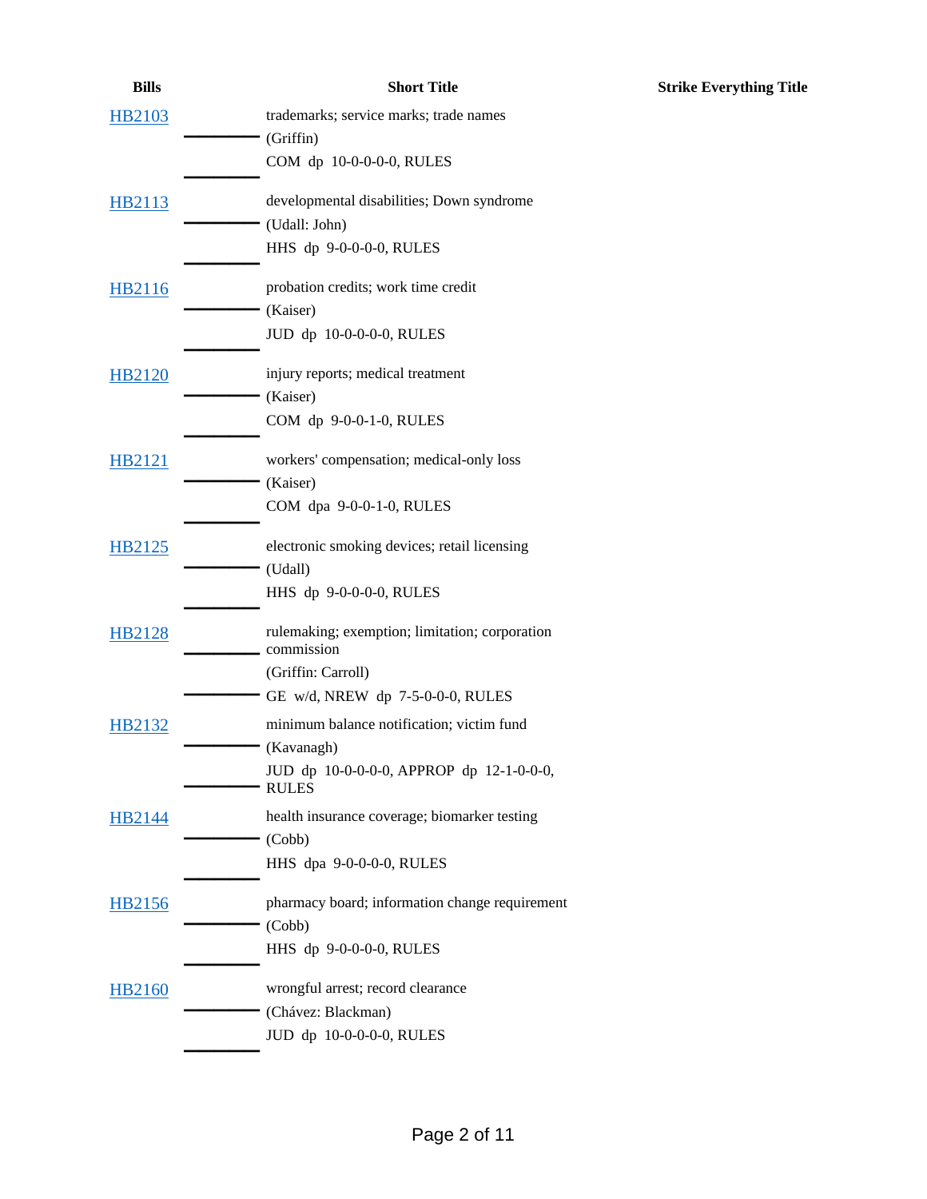| Bills | Short Title | Strike Everything Title |
| --- | --- | --- |
| HB2103 | trademarks; service marks; trade names<br>(Griffin)<br>COM dp 10-0-0-0-0, RULES | |
| HB2113 | developmental disabilities; Down syndrome<br>(Udall: John)<br>HHS dp 9-0-0-0-0, RULES | |
| HB2116 | probation credits; work time credit<br>(Kaiser)<br>JUD dp 10-0-0-0-0, RULES | |
| HB2120 | injury reports; medical treatment<br>(Kaiser)<br>COM dp 9-0-0-1-0, RULES | |
| HB2121 | workers' compensation; medical-only loss<br>(Kaiser)<br>COM dpa 9-0-0-1-0, RULES | |
| HB2125 | electronic smoking devices; retail licensing<br>(Udall)<br>HHS dp 9-0-0-0-0, RULES | |
| HB2128 | rulemaking; exemption; limitation; corporation commission<br>(Griffin: Carroll)<br>GE w/d, NREW dp 7-5-0-0-0, RULES | |
| HB2132 | minimum balance notification; victim fund<br>(Kavanagh)<br>JUD dp 10-0-0-0-0, APPROP dp 12-1-0-0-0, RULES | |
| HB2144 | health insurance coverage; biomarker testing<br>(Cobb)<br>HHS dpa 9-0-0-0-0, RULES | |
| HB2156 | pharmacy board; information change requirement<br>(Cobb)<br>HHS dp 9-0-0-0-0, RULES | |
| HB2160 | wrongful arrest; record clearance<br>(Chávez: Blackman)<br>JUD dp 10-0-0-0-0, RULES | |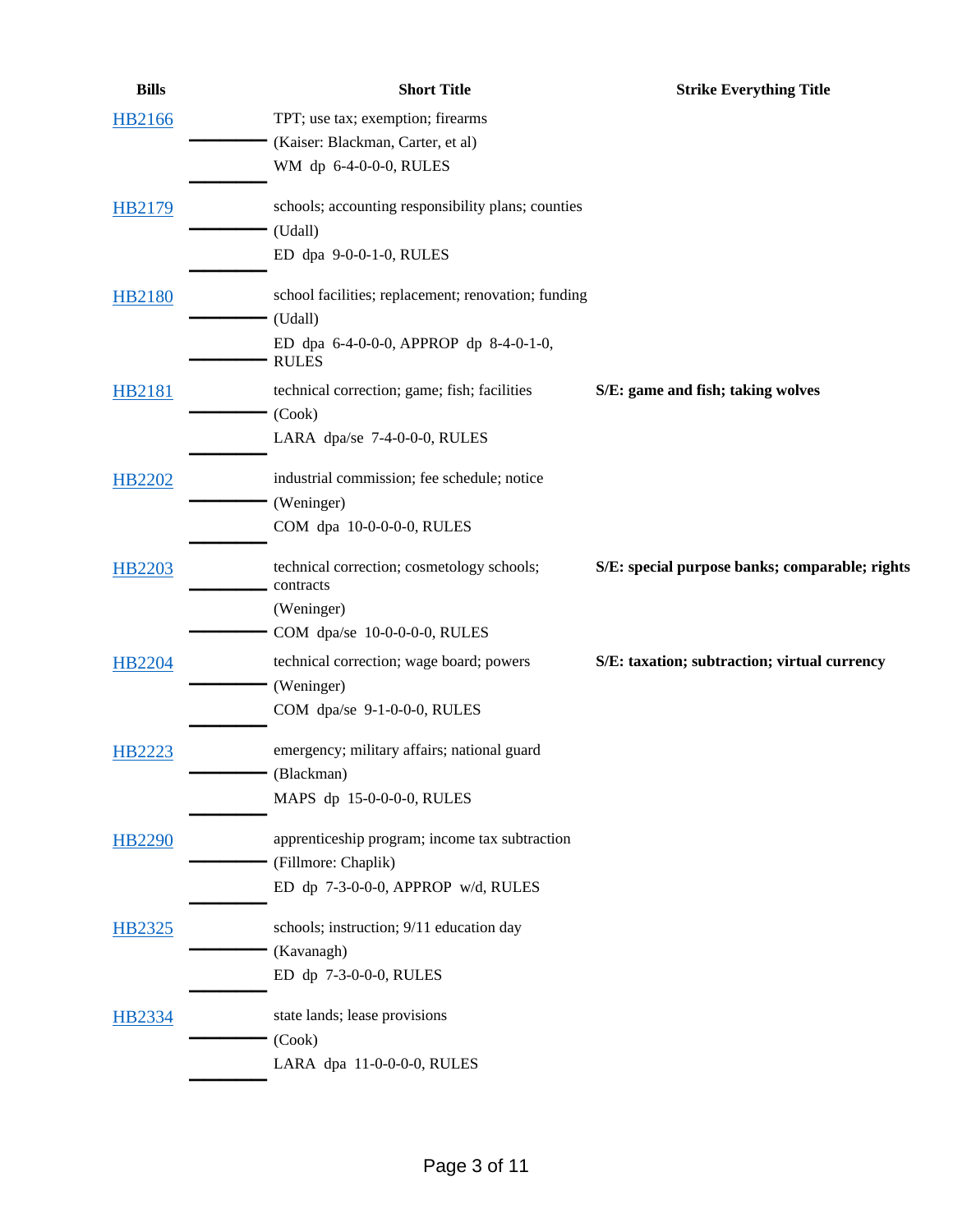| Bills | Short Title | Strike Everything Title |
| --- | --- | --- |
| HB2166 | TPT; use tax; exemption; firearms<br>(Kaiser: Blackman, Carter, et al)<br>WM dp 6-4-0-0-0, RULES | |
| HB2179 | schools; accounting responsibility plans; counties<br>(Udall)<br>ED dpa 9-0-0-1-0, RULES | |
| HB2180 | school facilities; replacement; renovation; funding<br>(Udall)<br>ED dpa 6-4-0-0-0, APPROP dp 8-4-0-1-0, RULES | |
| HB2181 | technical correction; game; fish; facilities<br>(Cook)<br>LARA dpa/se 7-4-0-0-0, RULES | **S/E: game and fish; taking wolves** |
| HB2202 | industrial commission; fee schedule; notice<br>(Weninger)<br>COM dpa 10-0-0-0-0, RULES | |
| HB2203 | technical correction; cosmetology schools; contracts<br>(Weninger)<br>COM dpa/se 10-0-0-0-0, RULES | **S/E: special purpose banks; comparable; rights** |
| HB2204 | technical correction; wage board; powers<br>(Weninger)<br>COM dpa/se 9-1-0-0-0, RULES | **S/E: taxation; subtraction; virtual currency** |
| HB2223 | emergency; military affairs; national guard<br>(Blackman)<br>MAPS dp 15-0-0-0-0, RULES | |
| HB2290 | apprenticeship program; income tax subtraction<br>(Fillmore: Chaplik)<br>ED dp 7-3-0-0-0, APPROP w/d, RULES | |
| HB2325 | schools; instruction; 9/11 education day<br>(Kavanagh)<br>ED dp 7-3-0-0-0, RULES | |
| HB2334 | state lands; lease provisions<br>(Cook)<br>LARA dpa 11-0-0-0-0, RULES | |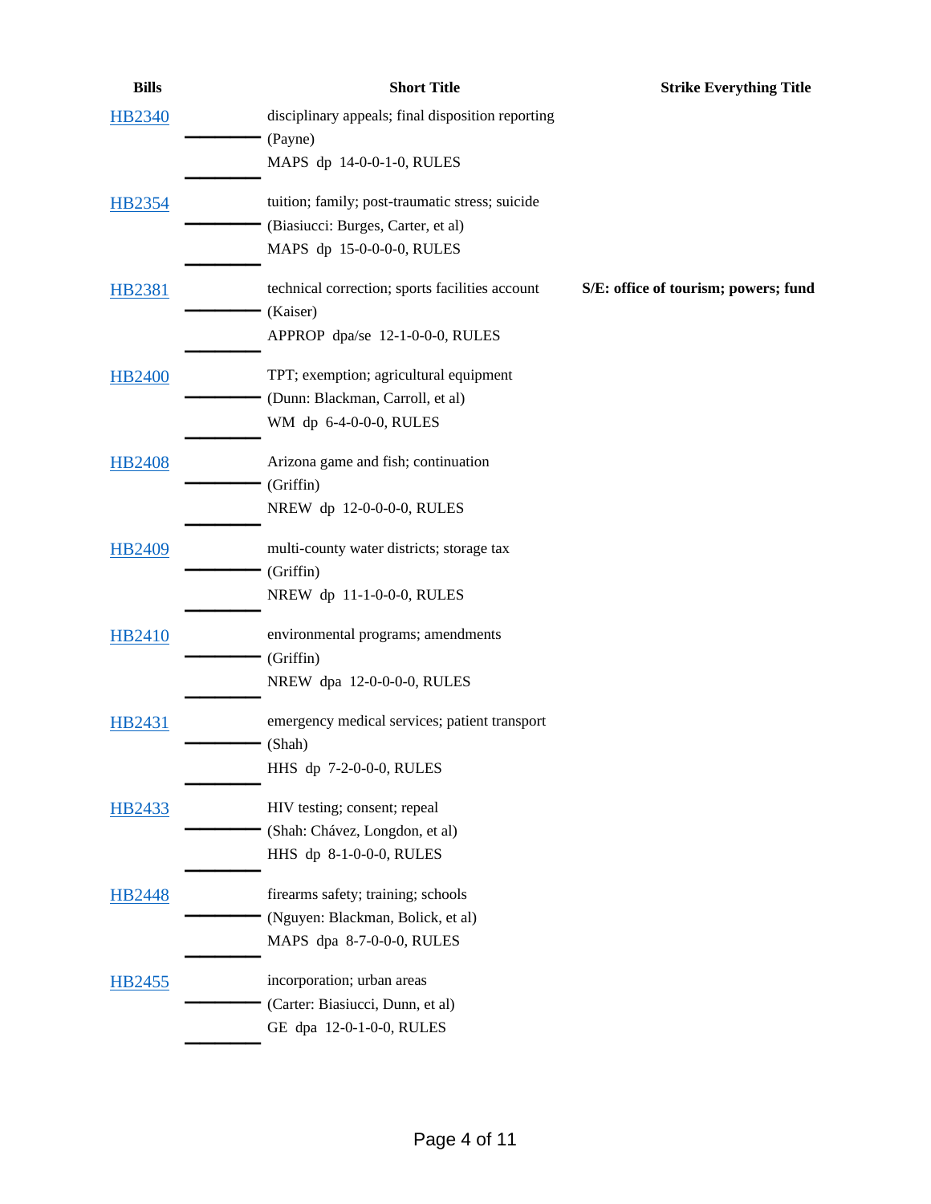| Bills | Short Title | Strike Everything Title |
|---|---|---|
| HB2340 | disciplinary appeals; final disposition reporting (Payne) MAPS dp 14-0-0-1-0, RULES | |
| HB2354 | tuition; family; post-traumatic stress; suicide (Biasiucci: Burges, Carter, et al) MAPS dp 15-0-0-0-0, RULES | |
| HB2381 | technical correction; sports facilities account (Kaiser) APPROP dpa/se 12-1-0-0-0, RULES | **S/E: office of tourism; powers; fund** |
| HB2400 | TPT; exemption; agricultural equipment (Dunn: Blackman, Carroll, et al) WM dp 6-4-0-0-0, RULES | |
| HB2408 | Arizona game and fish; continuation (Griffin) NREW dp 12-0-0-0-0, RULES | |
| HB2409 | multi-county water districts; storage tax (Griffin) NREW dp 11-1-0-0-0, RULES | |
| HB2410 | environmental programs; amendments (Griffin) NREW dpa 12-0-0-0-0, RULES | |
| HB2431 | emergency medical services; patient transport (Shah) HHS dp 7-2-0-0-0, RULES | |
| HB2433 | HIV testing; consent; repeal (Shah: Chávez, Longdon, et al) HHS dp 8-1-0-0-0, RULES | |
| HB2448 | firearms safety; training; schools (Nguyen: Blackman, Bolick, et al) MAPS dpa 8-7-0-0-0, RULES | |
| HB2455 | incorporation; urban areas (Carter: Biasiucci, Dunn, et al) GE dpa 12-0-1-0-0, RULES | |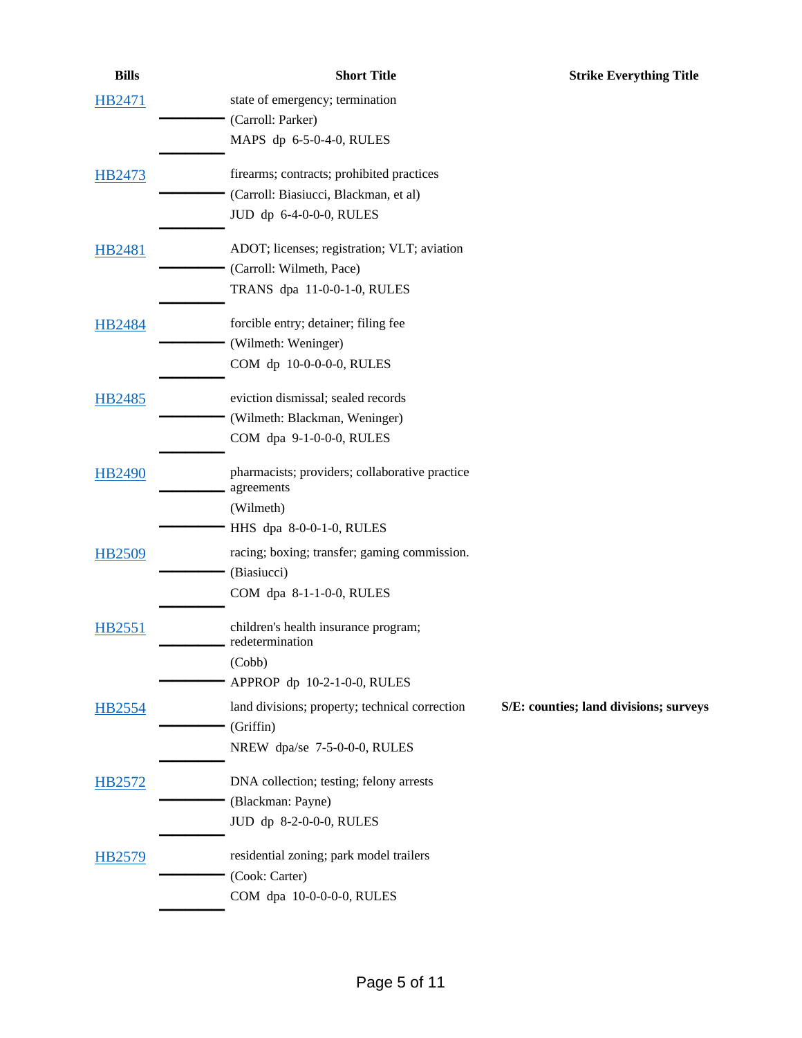| Bills | Short Title | Strike Everything Title |
| --- | --- | --- |
| HB2471 | state of emergency; termination<br>(Carroll: Parker)<br>MAPS dp 6-5-0-4-0, RULES | |
| HB2473 | firearms; contracts; prohibited practices<br>(Carroll: Biasiucci, Blackman, et al)<br>JUD dp 6-4-0-0-0, RULES | |
| HB2481 | ADOT; licenses; registration; VLT; aviation<br>(Carroll: Wilmeth, Pace)<br>TRANS dpa 11-0-0-1-0, RULES | |
| HB2484 | forcible entry; detainer; filing fee<br>(Wilmeth: Weninger)<br>COM dp 10-0-0-0-0, RULES | |
| HB2485 | eviction dismissal; sealed records<br>(Wilmeth: Blackman, Weninger)<br>COM dpa 9-1-0-0-0, RULES | |
| HB2490 | pharmacists; providers; collaborative practice agreements<br>(Wilmeth)<br>HHS dpa 8-0-0-1-0, RULES | |
| HB2509 | racing; boxing; transfer; gaming commission.<br>(Biasiucci)<br>COM dpa 8-1-1-0-0, RULES | |
| HB2551 | children's health insurance program; redetermination<br>(Cobb)<br>APPROP dp 10-2-1-0-0, RULES | |
| HB2554 | land divisions; property; technical correction<br>(Griffin)<br>NREW dpa/se 7-5-0-0-0, RULES | **S/E: counties; land divisions; surveys** |
| HB2572 | DNA collection; testing; felony arrests<br>(Blackman: Payne)<br>JUD dp 8-2-0-0-0, RULES | |
| HB2579 | residential zoning; park model trailers<br>(Cook: Carter)<br>COM dpa 10-0-0-0-0, RULES | |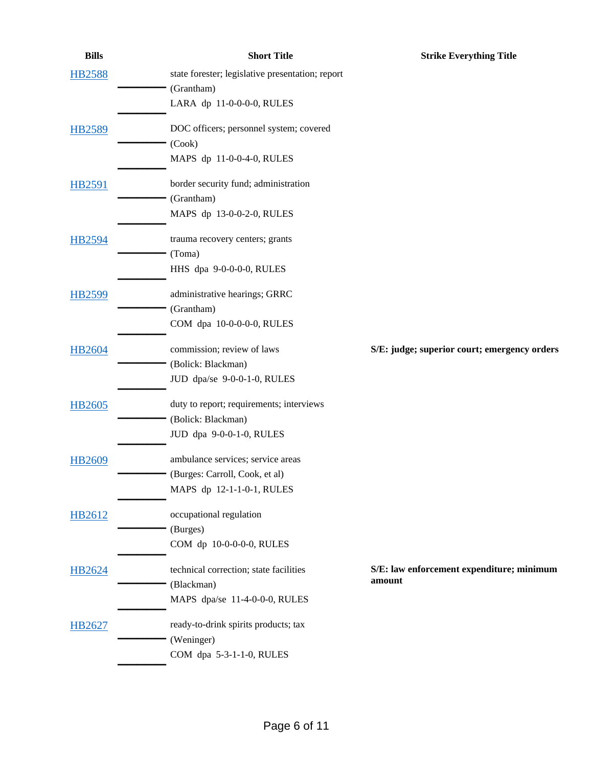| Bills | | Short Title | Strike Everything Title |
|---|---|---|---|
| HB2588 | | state forester; legislative presentation; report<br>(Grantham)<br>LARA dp 11-0-0-0-0, RULES | |
| HB2589 | | DOC officers; personnel system; covered<br>(Cook)<br>MAPS dp 11-0-0-4-0, RULES | |
| HB2591 | | border security fund; administration<br>(Grantham)<br>MAPS dp 13-0-0-2-0, RULES | |
| HB2594 | | trauma recovery centers; grants<br>(Toma)<br>HHS dpa 9-0-0-0-0, RULES | |
| HB2599 | | administrative hearings; GRRC<br>(Grantham)<br>COM dpa 10-0-0-0-0, RULES | |
| HB2604 | | commission; review of laws<br>(Bolick: Blackman)<br>JUD dpa/se 9-0-0-1-0, RULES | **S/E: judge; superior court; emergency orders** |
| HB2605 | | duty to report; requirements; interviews<br>(Bolick: Blackman)<br>JUD dpa 9-0-0-1-0, RULES | |
| HB2609 | | ambulance services; service areas<br>(Burges: Carroll, Cook, et al)<br>MAPS dp 12-1-1-0-1, RULES | |
| HB2612 | | occupational regulation<br>(Burges)<br>COM dp 10-0-0-0-0, RULES | |
| HB2624 | | technical correction; state facilities<br>(Blackman)<br>MAPS dpa/se 11-4-0-0-0, RULES | **S/E: law enforcement expenditure; minimum amount** |
| HB2627 | | ready-to-drink spirits products; tax<br>(Weninger)<br>COM dpa 5-3-1-1-0, RULES | |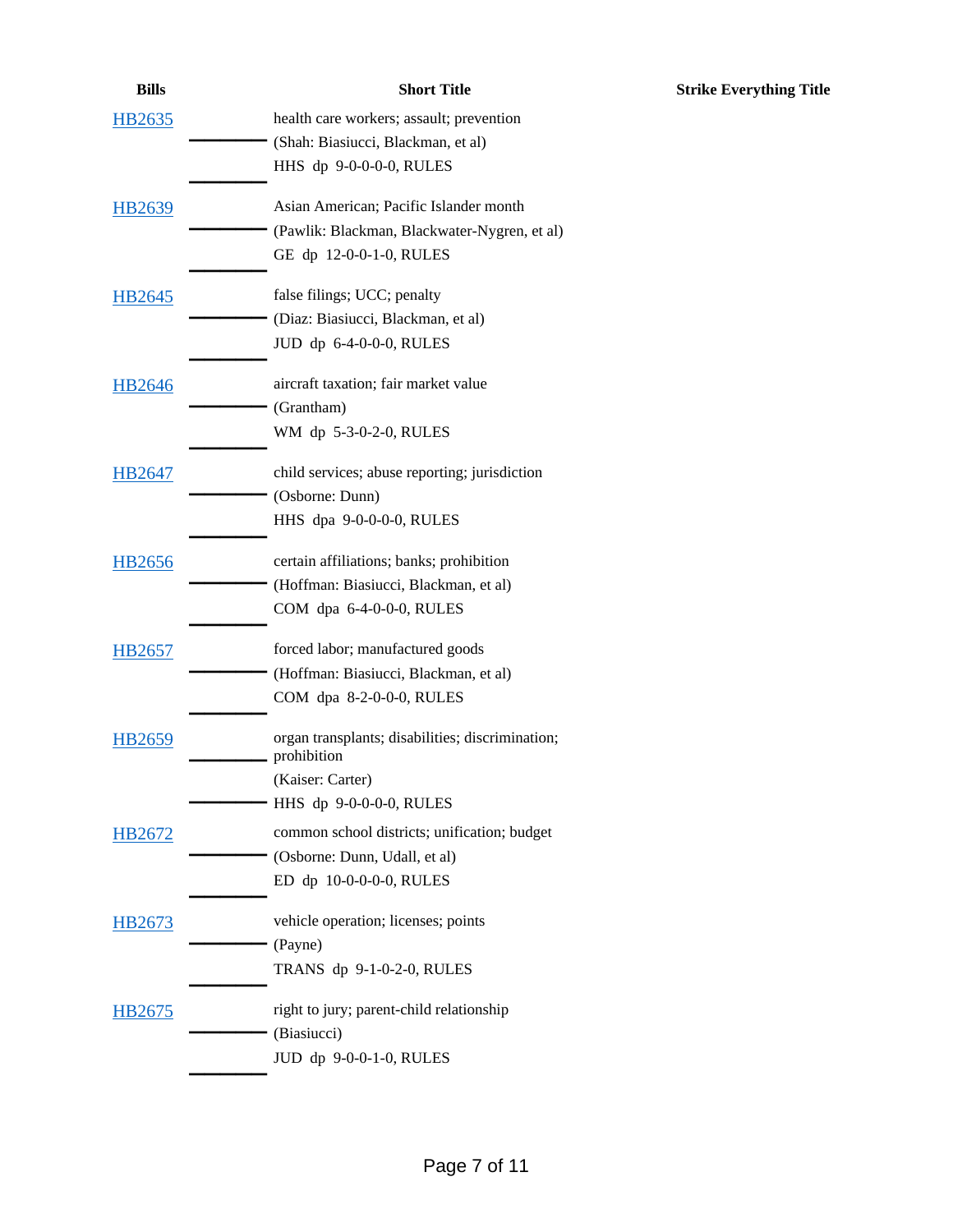| Bills | Short Title | Strike Everything Title |
| --- | --- | --- |
| HB2635 | health care workers; assault; prevention<br>(Shah: Biasiucci, Blackman, et al)<br>HHS dp 9-0-0-0-0, RULES | |
| HB2639 | Asian American; Pacific Islander month<br>(Pawlik: Blackman, Blackwater-Nygren, et al)<br>GE dp 12-0-0-1-0, RULES | |
| HB2645 | false filings; UCC; penalty<br>(Diaz: Biasiucci, Blackman, et al)<br>JUD dp 6-4-0-0-0, RULES | |
| HB2646 | aircraft taxation; fair market value<br>(Grantham)<br>WM dp 5-3-0-2-0, RULES | |
| HB2647 | child services; abuse reporting; jurisdiction<br>(Osborne: Dunn)<br>HHS dpa 9-0-0-0-0, RULES | |
| HB2656 | certain affiliations; banks; prohibition<br>(Hoffman: Biasiucci, Blackman, et al)<br>COM dpa 6-4-0-0-0, RULES | |
| HB2657 | forced labor; manufactured goods<br>(Hoffman: Biasiucci, Blackman, et al)<br>COM dpa 8-2-0-0-0, RULES | |
| HB2659 | organ transplants; disabilities; discrimination; prohibition<br>(Kaiser: Carter)<br>HHS dp 9-0-0-0-0, RULES | |
| HB2672 | common school districts; unification; budget<br>(Osborne: Dunn, Udall, et al)<br>ED dp 10-0-0-0-0, RULES | |
| HB2673 | vehicle operation; licenses; points<br>(Payne)<br>TRANS dp 9-1-0-2-0, RULES | |
| HB2675 | right to jury; parent-child relationship<br>(Biasiucci)<br>JUD dp 9-0-0-1-0, RULES | |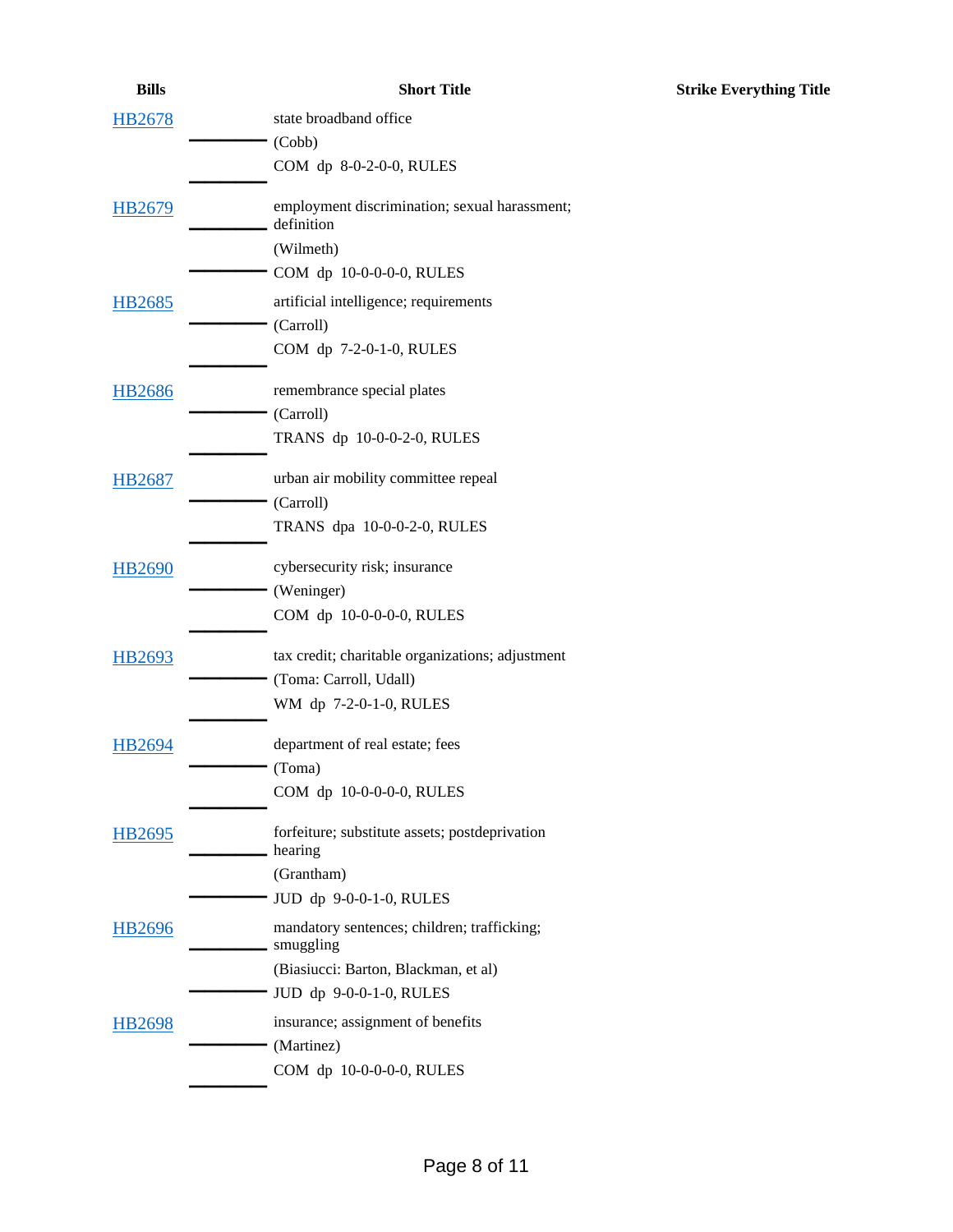| Bills | Short Title | Strike Everything Title |
|---|---|---|
| HB2678 | state broadband office<br>(Cobb)<br>COM dp 8-0-2-0-0, RULES | |
| HB2679 | employment discrimination; sexual harassment; definition<br>(Wilmeth)<br>COM dp 10-0-0-0-0, RULES | |
| HB2685 | artificial intelligence; requirements<br>(Carroll)<br>COM dp 7-2-0-1-0, RULES | |
| HB2686 | remembrance special plates<br>(Carroll)<br>TRANS dp 10-0-0-2-0, RULES | |
| HB2687 | urban air mobility committee repeal<br>(Carroll)<br>TRANS dpa 10-0-0-2-0, RULES | |
| HB2690 | cybersecurity risk; insurance<br>(Weninger)<br>COM dp 10-0-0-0-0, RULES | |
| HB2693 | tax credit; charitable organizations; adjustment<br>(Toma: Carroll, Udall)<br>WM dp 7-2-0-1-0, RULES | |
| HB2694 | department of real estate; fees<br>(Toma)<br>COM dp 10-0-0-0-0, RULES | |
| HB2695 | forfeiture; substitute assets; postdeprivation hearing<br>(Grantham)<br>JUD dp 9-0-0-1-0, RULES | |
| HB2696 | mandatory sentences; children; trafficking; smuggling<br>(Biasiucci: Barton, Blackman, et al)<br>JUD dp 9-0-0-1-0, RULES | |
| HB2698 | insurance; assignment of benefits<br>(Martinez)<br>COM dp 10-0-0-0-0, RULES | |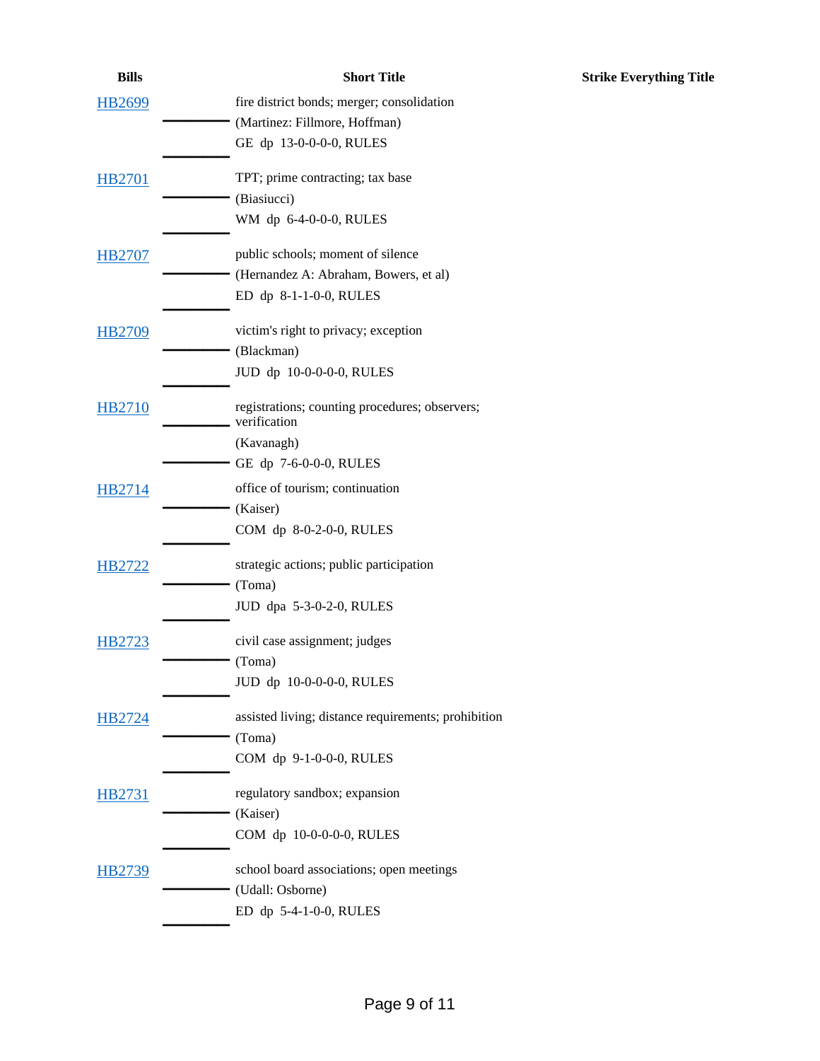| Bills | Short Title | Strike Everything Title |
|---|---|---|
| HB2699 | fire district bonds; merger; consolidation<br>(Martinez: Fillmore, Hoffman)<br>GE dp 13-0-0-0-0, RULES | |
| HB2701 | TPT; prime contracting; tax base<br>(Biasiucci)<br>WM dp 6-4-0-0-0, RULES | |
| HB2707 | public schools; moment of silence<br>(Hernandez A: Abraham, Bowers, et al)<br>ED dp 8-1-1-0-0, RULES | |
| HB2709 | victim's right to privacy; exception<br>(Blackman)<br>JUD dp 10-0-0-0-0, RULES | |
| HB2710 | registrations; counting procedures; observers; verification<br>(Kavanagh)<br>GE dp 7-6-0-0-0, RULES | |
| HB2714 | office of tourism; continuation<br>(Kaiser)<br>COM dp 8-0-2-0-0, RULES | |
| HB2722 | strategic actions; public participation<br>(Toma)<br>JUD dpa 5-3-0-2-0, RULES | |
| HB2723 | civil case assignment; judges<br>(Toma)<br>JUD dp 10-0-0-0-0, RULES | |
| HB2724 | assisted living; distance requirements; prohibition<br>(Toma)<br>COM dp 9-1-0-0-0, RULES | |
| HB2731 | regulatory sandbox; expansion<br>(Kaiser)<br>COM dp 10-0-0-0-0, RULES | |
| HB2739 | school board associations; open meetings<br>(Udall: Osborne)<br>ED dp 5-4-1-0-0, RULES | |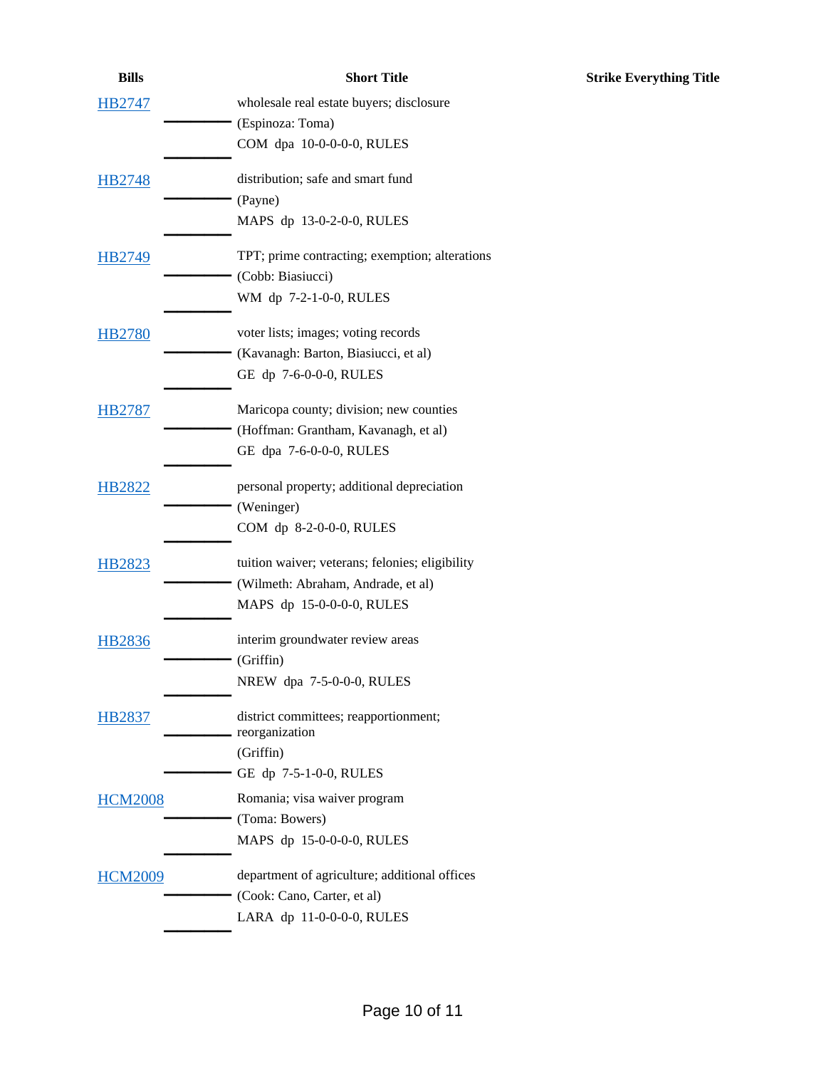| Bills | Short Title | Strike Everything Title |
|---|---|---|
| HB2747 | wholesale real estate buyers; disclosure<br>(Espinoza: Toma)<br>COM dpa 10-0-0-0-0, RULES | |
| HB2748 | distribution; safe and smart fund<br>(Payne)<br>MAPS dp 13-0-2-0-0, RULES | |
| HB2749 | TPT; prime contracting; exemption; alterations<br>(Cobb: Biasiucci)<br>WM dp 7-2-1-0-0, RULES | |
| HB2780 | voter lists; images; voting records<br>(Kavanagh: Barton, Biasiucci, et al)<br>GE dp 7-6-0-0-0, RULES | |
| HB2787 | Maricopa county; division; new counties<br>(Hoffman: Grantham, Kavanagh, et al)<br>GE dpa 7-6-0-0-0, RULES | |
| HB2822 | personal property; additional depreciation<br>(Weninger)<br>COM dp 8-2-0-0-0, RULES | |
| HB2823 | tuition waiver; veterans; felonies; eligibility<br>(Wilmeth: Abraham, Andrade, et al)<br>MAPS dp 15-0-0-0-0, RULES | |
| HB2836 | interim groundwater review areas<br>(Griffin)<br>NREW dpa 7-5-0-0-0, RULES | |
| HB2837 | district committees; reapportionment; reorganization<br>(Griffin)<br>GE dp 7-5-1-0-0, RULES | |
| HCM2008 | Romania; visa waiver program<br>(Toma: Bowers)<br>MAPS dp 15-0-0-0-0, RULES | |
| HCM2009 | department of agriculture; additional offices<br>(Cook: Cano, Carter, et al)<br>LARA dp 11-0-0-0-0, RULES | |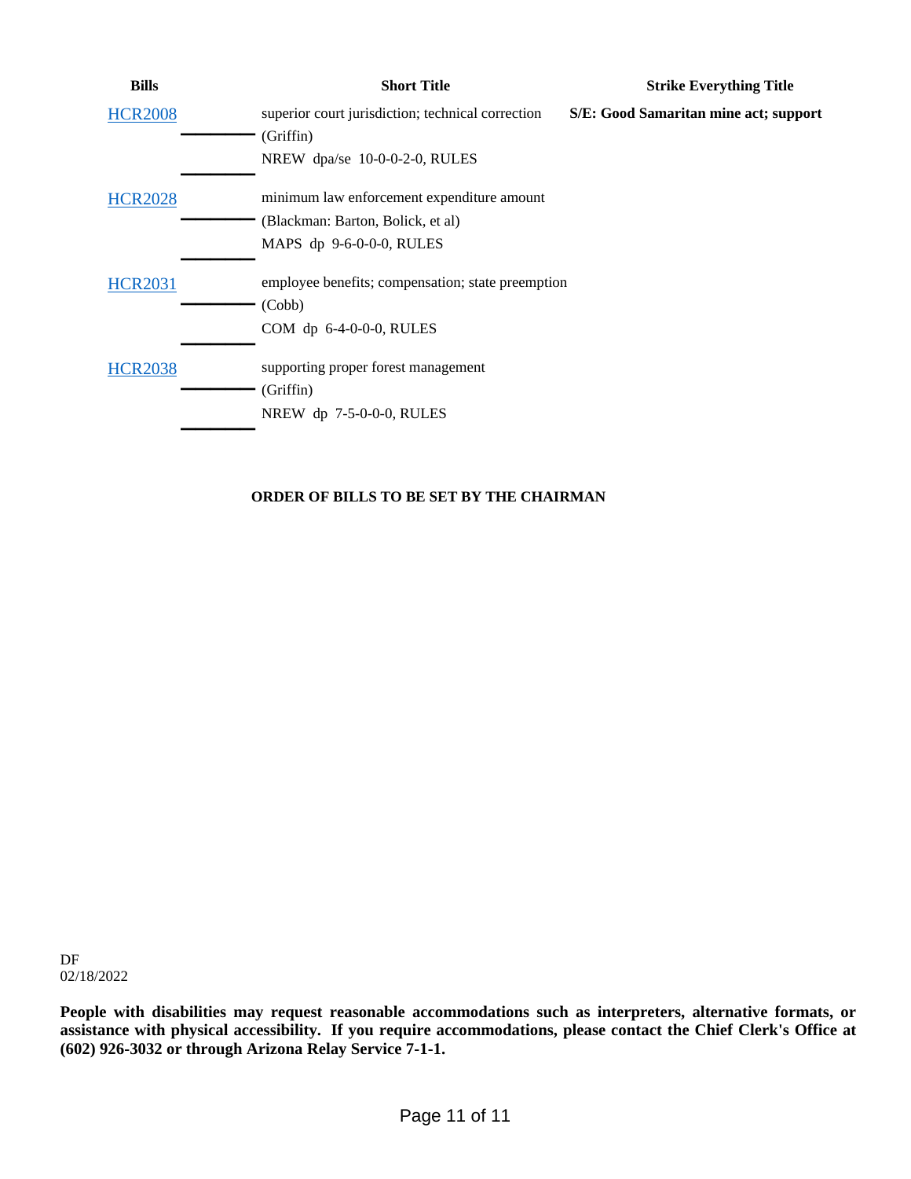| Bills | Short Title | Strike Everything Title |
|---|---|---|
| HCR2008 | superior court jurisdiction; technical correction (Griffin) NREW dpa/se 10-0-0-2-0, RULES | **S/E: Good Samaritan mine act; support** |
| HCR2028 | minimum law enforcement expenditure amount (Blackman: Barton, Bolick, et al) MAPS dp 9-6-0-0-0, RULES | |
| HCR2031 | employee benefits; compensation; state preemption (Cobb) COM dp 6-4-0-0-0, RULES | |
| HCR2038 | supporting proper forest management (Griffin) NREW dp 7-5-0-0-0, RULES | |

**ORDER OF BILLS TO BE SET BY THE CHAIRMAN**

DF
02/18/2022

**People with disabilities may request reasonable accommodations such as interpreters, alternative formats, or assistance with physical accessibility. If you require accommodations, please contact the Chief Clerk's Office at (602) 926-3032 or through Arizona Relay Service 7-1-1.**